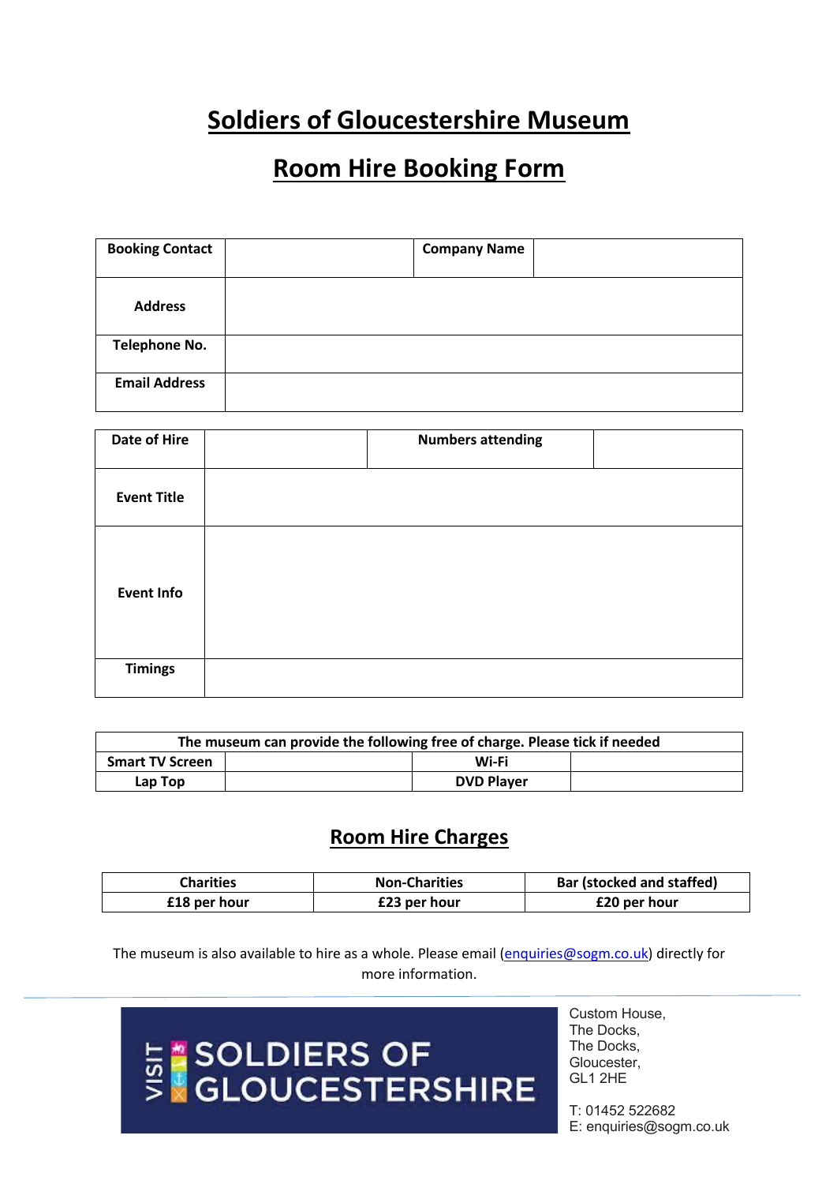# Soldiers of Gloucestershire Museum

# Room Hire Booking Form

| **Booking Contact** | | **Company Name** | |
|---|---|---|---|
| **Address** | | | |
| **Telephone No.** | | | |
| **Email Address** | | | |

| **Date of Hire** | | **Numbers attending** | |
|---|---|---|---|
| **Event Title** | | | |
| **Event Info** | | | |
| **Timings** | | | |

| **The museum can provide the following free of charge. Please tick if needed** | | | |
|---|---|---|---|
| **Smart TV Screen** | | **Wi-Fi** | |
| **Lap Top** | | **DVD Player** | |

## Room Hire Charges

| **Charities** | **Non-Charities** | **Bar (stocked and staffed)** |
|---|---|---|
| **£18 per hour** | **£23 per hour** | **£20 per hour** |

The museum is also available to hire as a whole. Please email (enquiries@sogm.co.uk) directly for more information.

VISIT SOLDIERS OF GLOUCESTERSHIRE

Custom House,
The Docks,
The Docks,
Gloucester,
GL1 2HE

T: 01452 522682
E: enquiries@sogm.co.uk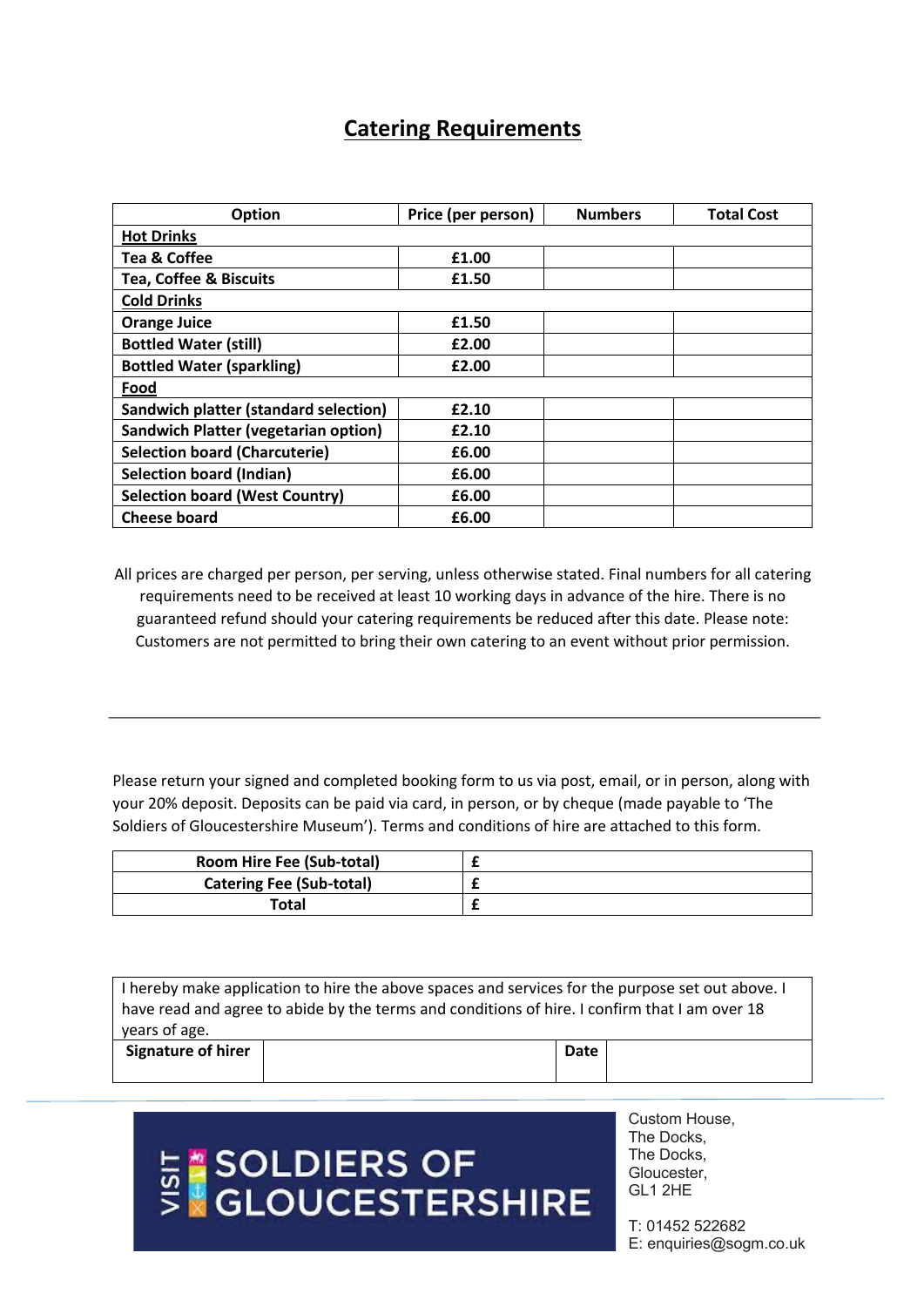## Catering Requirements

| Option | Price (per person) | Numbers | Total Cost |
|---|---|---|---|
| **Hot Drinks** | | | |
| Tea & Coffee | £1.00 | | |
| Tea, Coffee & Biscuits | £1.50 | | |
| **Cold Drinks** | | | |
| Orange Juice | £1.50 | | |
| Bottled Water (still) | £2.00 | | |
| Bottled Water (sparkling) | £2.00 | | |
| **Food** | | | |
| Sandwich platter (standard selection) | £2.10 | | |
| Sandwich Platter (vegetarian option) | £2.10 | | |
| Selection board (Charcuterie) | £6.00 | | |
| Selection board (Indian) | £6.00 | | |
| Selection board (West Country) | £6.00 | | |
| Cheese board | £6.00 | | |

All prices are charged per person, per serving, unless otherwise stated. Final numbers for all catering requirements need to be received at least 10 working days in advance of the hire. There is no guaranteed refund should your catering requirements be reduced after this date. Please note: Customers are not permitted to bring their own catering to an event without prior permission.

---

Please return your signed and completed booking form to us via post, email, or in person, along with your 20% deposit. Deposits can be paid via card, in person, or by cheque (made payable to 'The Soldiers of Gloucestershire Museum'). Terms and conditions of hire are attached to this form.

| | |
|---|---|
| **Room Hire Fee (Sub-total)** | **£** |
| **Catering Fee (Sub-total)** | **£** |
| **Total** | **£** |

| I hereby make application to hire the above spaces and services for the purpose set out above. I have read and agree to abide by the terms and conditions of hire. I confirm that I am over 18 years of age. | | | |
|---|---|---|---|
| **Signature of hirer** | | **Date** | |

VISIT SOLDIERS OF GLOUCESTERSHIRE

Custom House,
The Docks,
The Docks,
Gloucester,
GL1 2HE

T: 01452 522682
E: enquiries@sogm.co.uk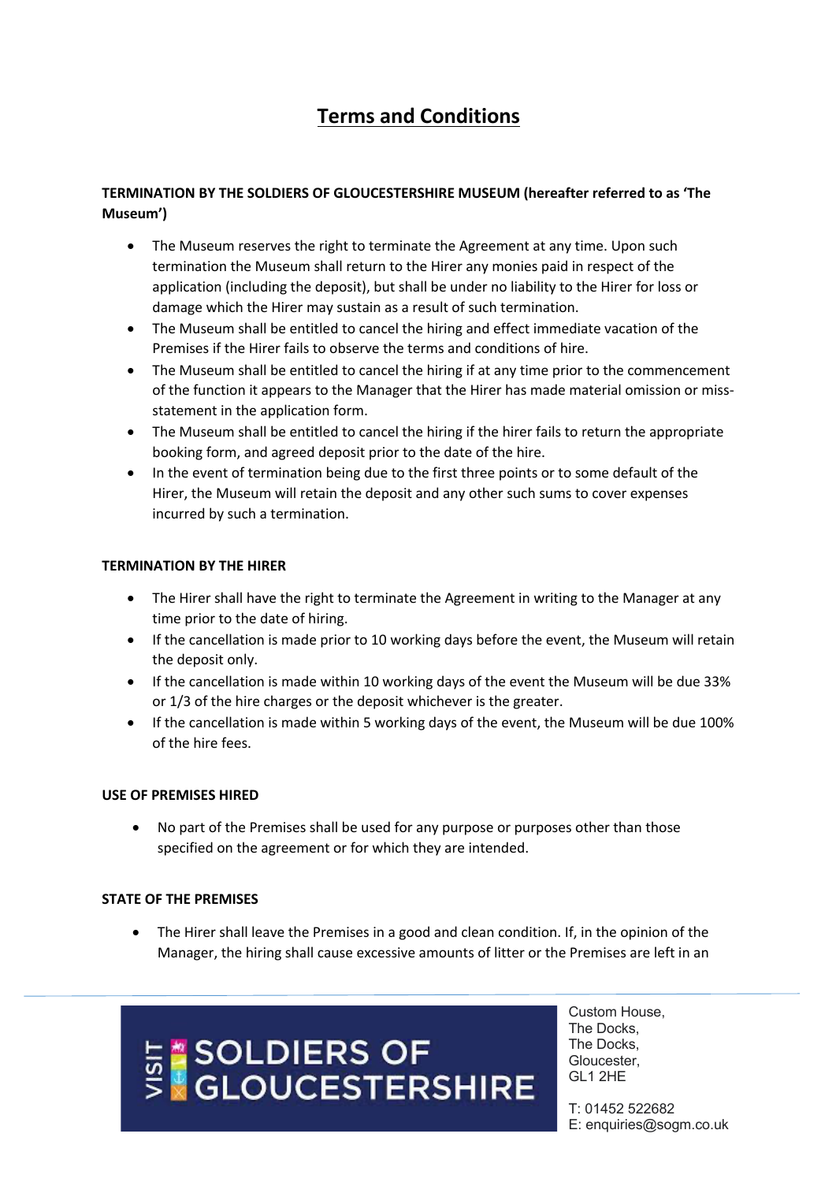# Terms and Conditions

**TERMINATION BY THE SOLDIERS OF GLOUCESTERSHIRE MUSEUM (hereafter referred to as 'The Museum')**

- The Museum reserves the right to terminate the Agreement at any time. Upon such termination the Museum shall return to the Hirer any monies paid in respect of the application (including the deposit), but shall be under no liability to the Hirer for loss or damage which the Hirer may sustain as a result of such termination.
- The Museum shall be entitled to cancel the hiring and effect immediate vacation of the Premises if the Hirer fails to observe the terms and conditions of hire.
- The Museum shall be entitled to cancel the hiring if at any time prior to the commencement of the function it appears to the Manager that the Hirer has made material omission or miss-statement in the application form.
- The Museum shall be entitled to cancel the hiring if the hirer fails to return the appropriate booking form, and agreed deposit prior to the date of the hire.
- In the event of termination being due to the first three points or to some default of the Hirer, the Museum will retain the deposit and any other such sums to cover expenses incurred by such a termination.

**TERMINATION BY THE HIRER**

- The Hirer shall have the right to terminate the Agreement in writing to the Manager at any time prior to the date of hiring.
- If the cancellation is made prior to 10 working days before the event, the Museum will retain the deposit only.
- If the cancellation is made within 10 working days of the event the Museum will be due 33% or 1/3 of the hire charges or the deposit whichever is the greater.
- If the cancellation is made within 5 working days of the event, the Museum will be due 100% of the hire fees.

**USE OF PREMISES HIRED**

- No part of the Premises shall be used for any purpose or purposes other than those specified on the agreement or for which they are intended.

**STATE OF THE PREMISES**

- The Hirer shall leave the Premises in a good and clean condition. If, in the opinion of the Manager, the hiring shall cause excessive amounts of litter or the Premises are left in an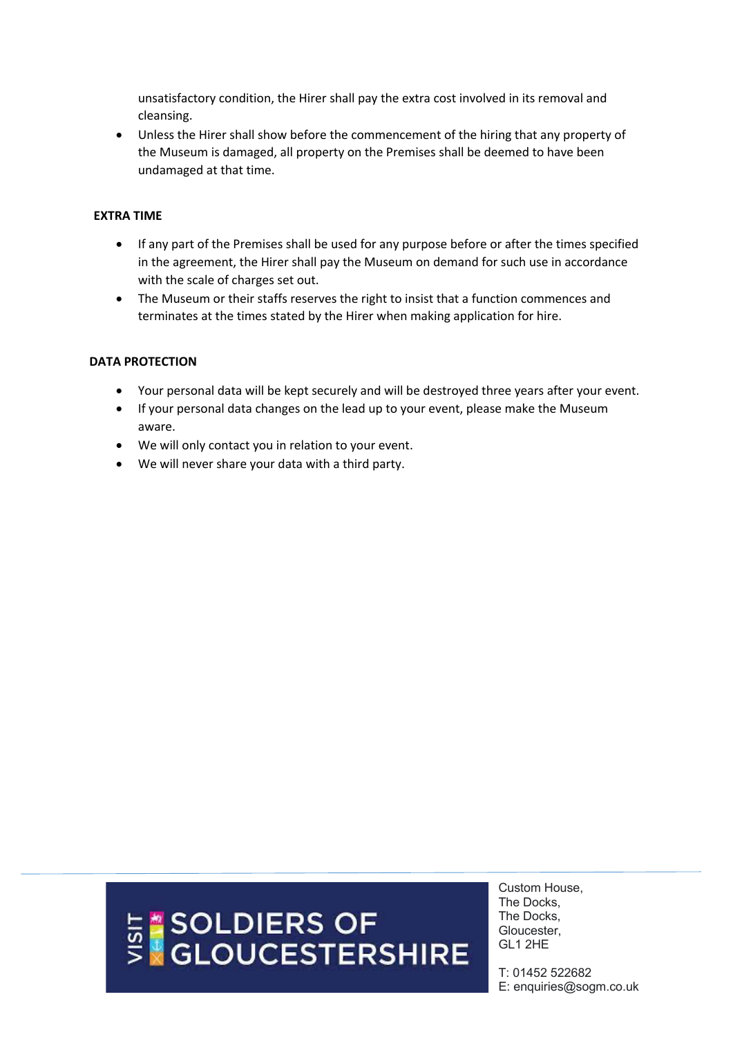unsatisfactory condition, the Hirer shall pay the extra cost involved in its removal and cleansing.

- Unless the Hirer shall show before the commencement of the hiring that any property of the Museum is damaged, all property on the Premises shall be deemed to have been undamaged at that time.

**EXTRA TIME**

- If any part of the Premises shall be used for any purpose before or after the times specified in the agreement, the Hirer shall pay the Museum on demand for such use in accordance with the scale of charges set out.
- The Museum or their staffs reserves the right to insist that a function commences and terminates at the times stated by the Hirer when making application for hire.

**DATA PROTECTION**

- Your personal data will be kept securely and will be destroyed three years after your event.
- If your personal data changes on the lead up to your event, please make the Museum aware.
- We will only contact you in relation to your event.
- We will never share your data with a third party.

VISIT SOLDIERS OF GLOUCESTERSHIRE

Custom House,
The Docks,
The Docks,
Gloucester,
GL1 2HE

T: 01452 522682
E: enquiries@sogm.co.uk